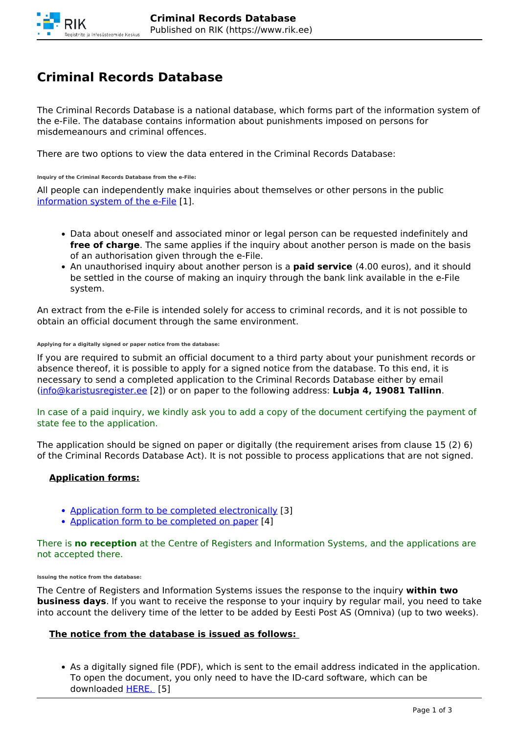# Criminal Records Database

The Criminal Records Database is a national database, which forms part of the information system of the e-File. The database contains information about punishments imposed on persons for misdemeanours and criminal offences.

There are two options to view the data entered in the Criminal Records Database:

###### Inquiry of the Criminal Records Database from the e-File:

All people can independently make inquiries about themselves or other persons in the public information system of the e-File [1].

- Data about oneself and associated minor or legal person can be requested indefinitely and **free of charge**. The same applies if the inquiry about another person is made on the basis of an authorisation given through the e-File.
- An unauthorised inquiry about another person is a **paid service** (4.00 euros), and it should be settled in the course of making an inquiry through the bank link available in the e-File system.

An extract from the e-File is intended solely for access to criminal records, and it is not possible to obtain an official document through the same environment.

###### Applying for a digitally signed or paper notice from the database:

If you are required to submit an official document to a third party about your punishment records or absence thereof, it is possible to apply for a signed notice from the database. To this end, it is necessary to send a completed application to the Criminal Records Database either by email (info@karistusregister.ee [2]) or on paper to the following address: **Lubja 4, 19081 Tallinn**.

In case of a paid inquiry, we kindly ask you to add a copy of the document certifying the payment of state fee to the application.

The application should be signed on paper or digitally (the requirement arises from clause 15 (2) 6) of the Criminal Records Database Act). It is not possible to process applications that are not signed.

**Application forms:**

- Application form to be completed electronically [3]
- Application form to be completed on paper [4]

There is **no reception** at the Centre of Registers and Information Systems, and the applications are not accepted there.

###### Issuing the notice from the database:

The Centre of Registers and Information Systems issues the response to the inquiry **within two business days**. If you want to receive the response to your inquiry by regular mail, you need to take into account the delivery time of the letter to be added by Eesti Post AS (Omniva) (up to two weeks).

**The notice from the database is issued as follows:**

- As a digitally signed file (PDF), which is sent to the email address indicated in the application. To open the document, you only need to have the ID-card software, which can be downloaded HERE. [5]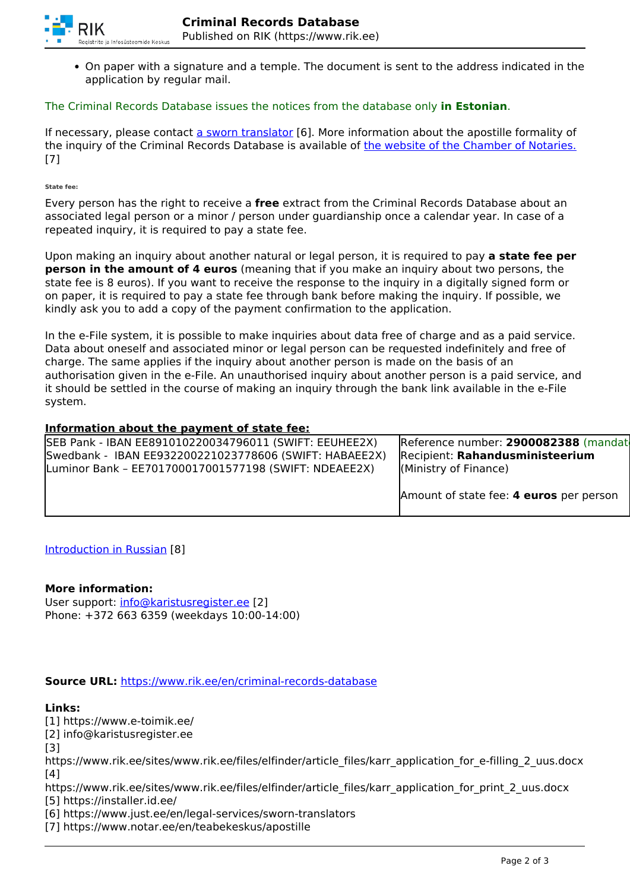- On paper with a signature and a temple. The document is sent to the address indicated in the application by regular mail.

The Criminal Records Database issues the notices from the database only **in Estonian**.

If necessary, please contact a sworn translator [6]. More information about the apostille formality of the inquiry of the Criminal Records Database is available of the website of the Chamber of Notaries. [7]

###### State fee:

Every person has the right to receive a **free** extract from the Criminal Records Database about an associated legal person or a minor / person under guardianship once a calendar year. In case of a repeated inquiry, it is required to pay a state fee.

Upon making an inquiry about another natural or legal person, it is required to pay **a state fee per person in the amount of 4 euros** (meaning that if you make an inquiry about two persons, the state fee is 8 euros). If you want to receive the response to the inquiry in a digitally signed form or on paper, it is required to pay a state fee through bank before making the inquiry. If possible, we kindly ask you to add a copy of the payment confirmation to the application.

In the e-File system, it is possible to make inquiries about data free of charge and as a paid service. Data about oneself and associated minor or legal person can be requested indefinitely and free of charge. The same applies if the inquiry about another person is made on the basis of an authorisation given in the e-File. An unauthorised inquiry about another person is a paid service, and it should be settled in the course of making an inquiry through the bank link available in the e-File system.

**Information about the payment of state fee:**

| | |
|---|---|
| SEB Pank - IBAN EE891010220034796011 (SWIFT: EEUHEE2X)<br>Swedbank - IBAN EE932200221023778606 (SWIFT: HABAEE2X)<br>Luminor Bank – EE701700017001577198 (SWIFT: NDEAEE2X) | Reference number: **2900082388** (mandat<br>Recipient: **Rahandusministeerium** (Ministry of Finance)<br><br>Amount of state fee: **4 euros** per person |

Introduction in Russian [8]

**More information:**
User support: info@karistusregister.ee [2]
Phone: +372 663 6359 (weekdays 10:00-14:00)

**Source URL:** https://www.rik.ee/en/criminal-records-database

**Links:**
[1] https://www.e-toimik.ee/
[2] info@karistusregister.ee
[3] https://www.rik.ee/sites/www.rik.ee/files/elfinder/article_files/karr_application_for_e-filling_2_uus.docx
[4] https://www.rik.ee/sites/www.rik.ee/files/elfinder/article_files/karr_application_for_print_2_uus.docx
[5] https://installer.id.ee/
[6] https://www.just.ee/en/legal-services/sworn-translators
[7] https://www.notar.ee/en/teabekeskus/apostille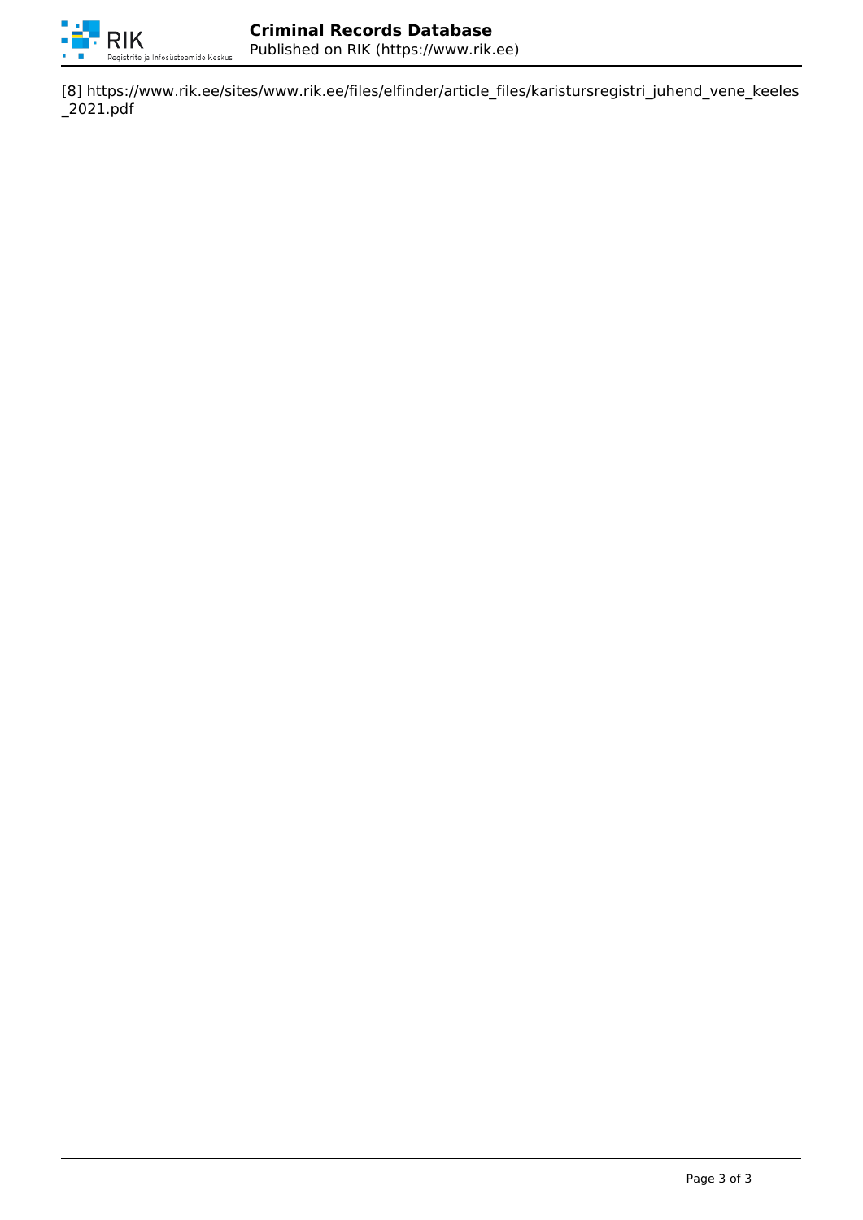[8] https://www.rik.ee/sites/www.rik.ee/files/elfinder/article_files/karistursregistri_juhend_vene_keeles_2021.pdf